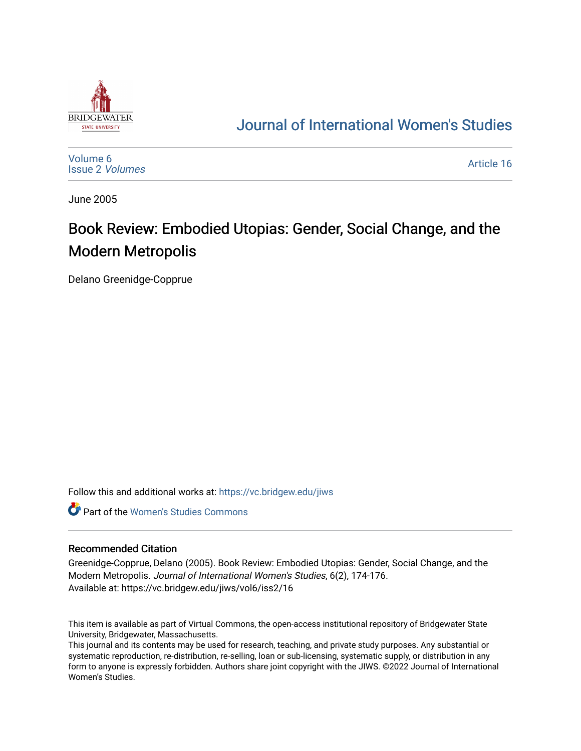Journal of International Women's Studies

Volume 6
Issue 2 *Volumes*

Article 16

June 2005

# Book Review: Embodied Utopias: Gender, Social Change, and the Modern Metropolis

Delano Greenidge-Copprue

Follow this and additional works at: https://vc.bridgew.edu/jiws

Part of the Women's Studies Commons

## Recommended Citation

Greenidge-Copprue, Delano (2005). Book Review: Embodied Utopias: Gender, Social Change, and the Modern Metropolis. *Journal of International Women's Studies*, 6(2), 174-176.
Available at: https://vc.bridgew.edu/jiws/vol6/iss2/16

This item is available as part of Virtual Commons, the open-access institutional repository of Bridgewater State University, Bridgewater, Massachusetts.
This journal and its contents may be used for research, teaching, and private study purposes. Any substantial or systematic reproduction, re-distribution, re-selling, loan or sub-licensing, systematic supply, or distribution in any form to anyone is expressly forbidden. Authors share joint copyright with the JIWS. ©2022 Journal of International Women's Studies.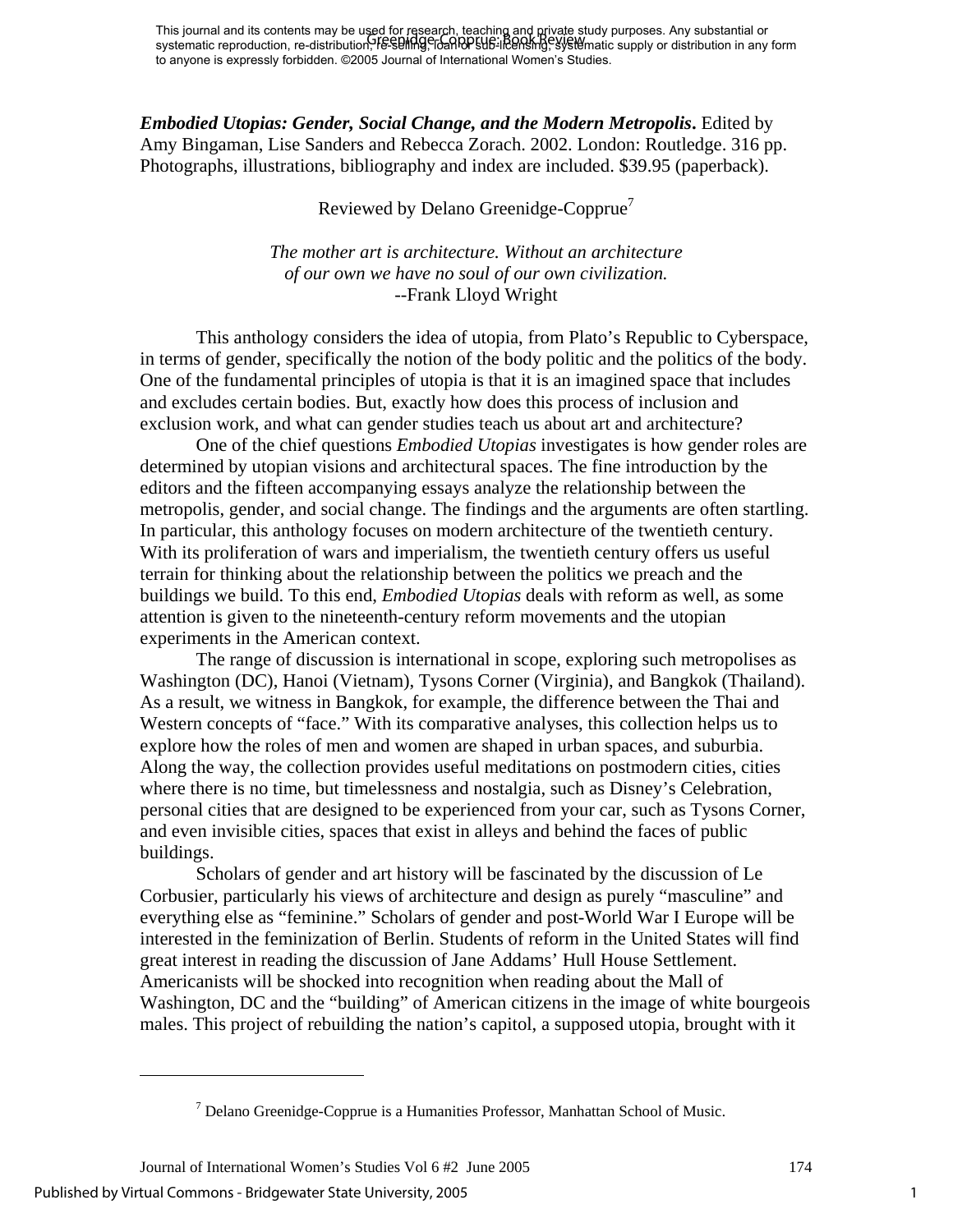*Embodied Utopias: Gender, Social Change, and the Modern Metropolis***.** Edited by Amy Bingaman, Lise Sanders and Rebecca Zorach. 2002. London: Routledge. 316 pp. Photographs, illustrations, bibliography and index are included. $39.95 (paperback).

Reviewed by Delano Greenidge-Copprue[7]

*The mother art is architecture. Without an architecture of our own we have no soul of our own civilization.*
--Frank Lloyd Wright

This anthology considers the idea of utopia, from Plato's Republic to Cyberspace, in terms of gender, specifically the notion of the body politic and the politics of the body. One of the fundamental principles of utopia is that it is an imagined space that includes and excludes certain bodies. But, exactly how does this process of inclusion and exclusion work, and what can gender studies teach us about art and architecture?

One of the chief questions *Embodied Utopias* investigates is how gender roles are determined by utopian visions and architectural spaces. The fine introduction by the editors and the fifteen accompanying essays analyze the relationship between the metropolis, gender, and social change. The findings and the arguments are often startling. In particular, this anthology focuses on modern architecture of the twentieth century. With its proliferation of wars and imperialism, the twentieth century offers us useful terrain for thinking about the relationship between the politics we preach and the buildings we build. To this end, *Embodied Utopias* deals with reform as well, as some attention is given to the nineteenth-century reform movements and the utopian experiments in the American context.

The range of discussion is international in scope, exploring such metropolises as Washington (DC), Hanoi (Vietnam), Tysons Corner (Virginia), and Bangkok (Thailand). As a result, we witness in Bangkok, for example, the difference between the Thai and Western concepts of "face." With its comparative analyses, this collection helps us to explore how the roles of men and women are shaped in urban spaces, and suburbia. Along the way, the collection provides useful meditations on postmodern cities, cities where there is no time, but timelessness and nostalgia, such as Disney's Celebration, personal cities that are designed to be experienced from your car, such as Tysons Corner, and even invisible cities, spaces that exist in alleys and behind the faces of public buildings.

Scholars of gender and art history will be fascinated by the discussion of Le Corbusier, particularly his views of architecture and design as purely "masculine" and everything else as "feminine." Scholars of gender and post-World War I Europe will be interested in the feminization of Berlin. Students of reform in the United States will find great interest in reading the discussion of Jane Addams' Hull House Settlement. Americanists will be shocked into recognition when reading about the Mall of Washington, DC and the "building" of American citizens in the image of white bourgeois males. This project of rebuilding the nation's capitol, a supposed utopia, brought with it

[7] Delano Greenidge-Copprue is a Humanities Professor, Manhattan School of Music.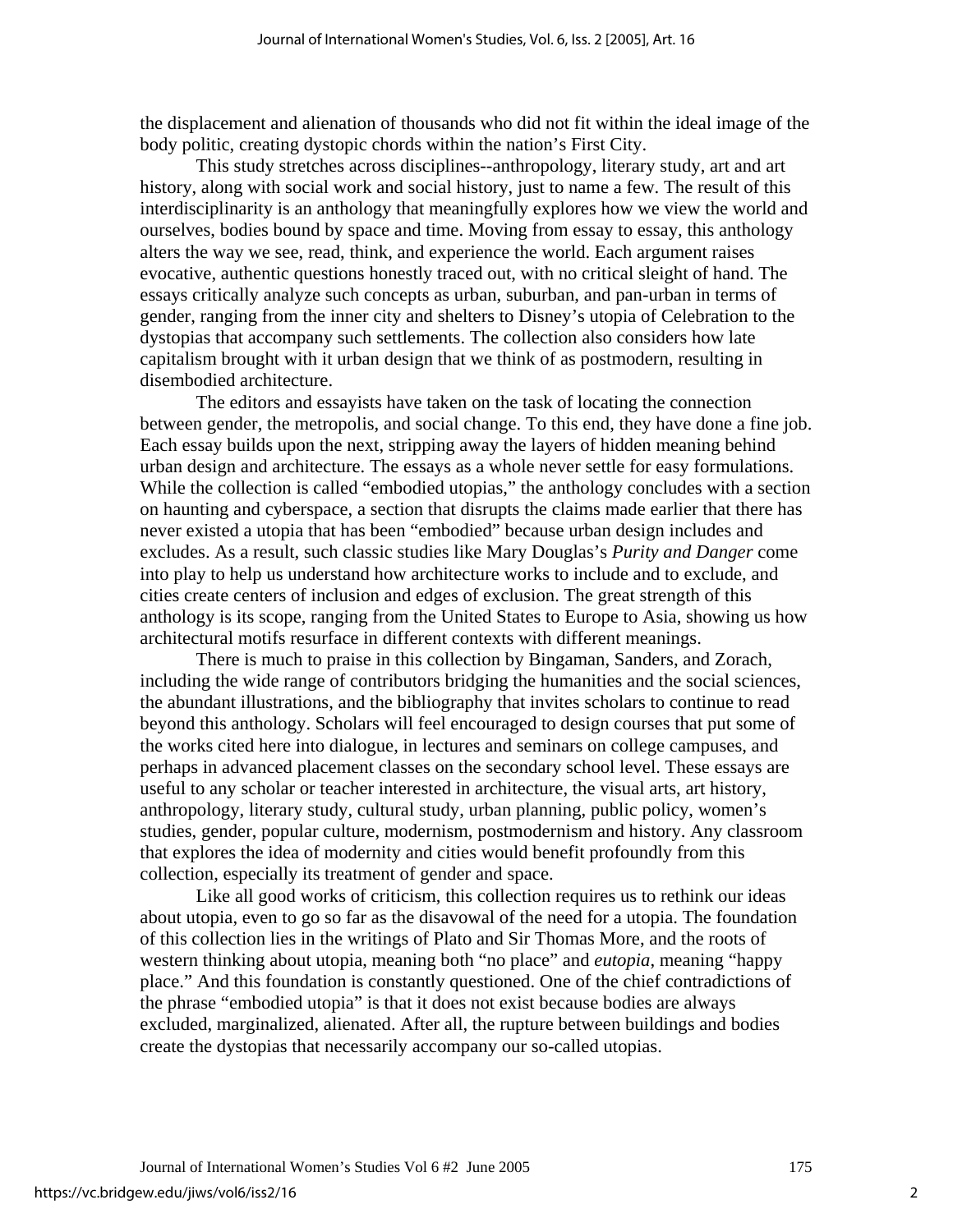the displacement and alienation of thousands who did not fit within the ideal image of the body politic, creating dystopic chords within the nation's First City.

This study stretches across disciplines--anthropology, literary study, art and art history, along with social work and social history, just to name a few. The result of this interdisciplinarity is an anthology that meaningfully explores how we view the world and ourselves, bodies bound by space and time. Moving from essay to essay, this anthology alters the way we see, read, think, and experience the world. Each argument raises evocative, authentic questions honestly traced out, with no critical sleight of hand. The essays critically analyze such concepts as urban, suburban, and pan-urban in terms of gender, ranging from the inner city and shelters to Disney's utopia of Celebration to the dystopias that accompany such settlements. The collection also considers how late capitalism brought with it urban design that we think of as postmodern, resulting in disembodied architecture.

The editors and essayists have taken on the task of locating the connection between gender, the metropolis, and social change. To this end, they have done a fine job. Each essay builds upon the next, stripping away the layers of hidden meaning behind urban design and architecture. The essays as a whole never settle for easy formulations. While the collection is called "embodied utopias," the anthology concludes with a section on haunting and cyberspace, a section that disrupts the claims made earlier that there has never existed a utopia that has been "embodied" because urban design includes and excludes. As a result, such classic studies like Mary Douglas's *Purity and Danger* come into play to help us understand how architecture works to include and to exclude, and cities create centers of inclusion and edges of exclusion. The great strength of this anthology is its scope, ranging from the United States to Europe to Asia, showing us how architectural motifs resurface in different contexts with different meanings.

There is much to praise in this collection by Bingaman, Sanders, and Zorach, including the wide range of contributors bridging the humanities and the social sciences, the abundant illustrations, and the bibliography that invites scholars to continue to read beyond this anthology. Scholars will feel encouraged to design courses that put some of the works cited here into dialogue, in lectures and seminars on college campuses, and perhaps in advanced placement classes on the secondary school level. These essays are useful to any scholar or teacher interested in architecture, the visual arts, art history, anthropology, literary study, cultural study, urban planning, public policy, women's studies, gender, popular culture, modernism, postmodernism and history. Any classroom that explores the idea of modernity and cities would benefit profoundly from this collection, especially its treatment of gender and space.

Like all good works of criticism, this collection requires us to rethink our ideas about utopia, even to go so far as the disavowal of the need for a utopia. The foundation of this collection lies in the writings of Plato and Sir Thomas More, and the roots of western thinking about utopia, meaning both "no place" and *eutopia*, meaning "happy place." And this foundation is constantly questioned. One of the chief contradictions of the phrase "embodied utopia" is that it does not exist because bodies are always excluded, marginalized, alienated. After all, the rupture between buildings and bodies create the dystopias that necessarily accompany our so-called utopias.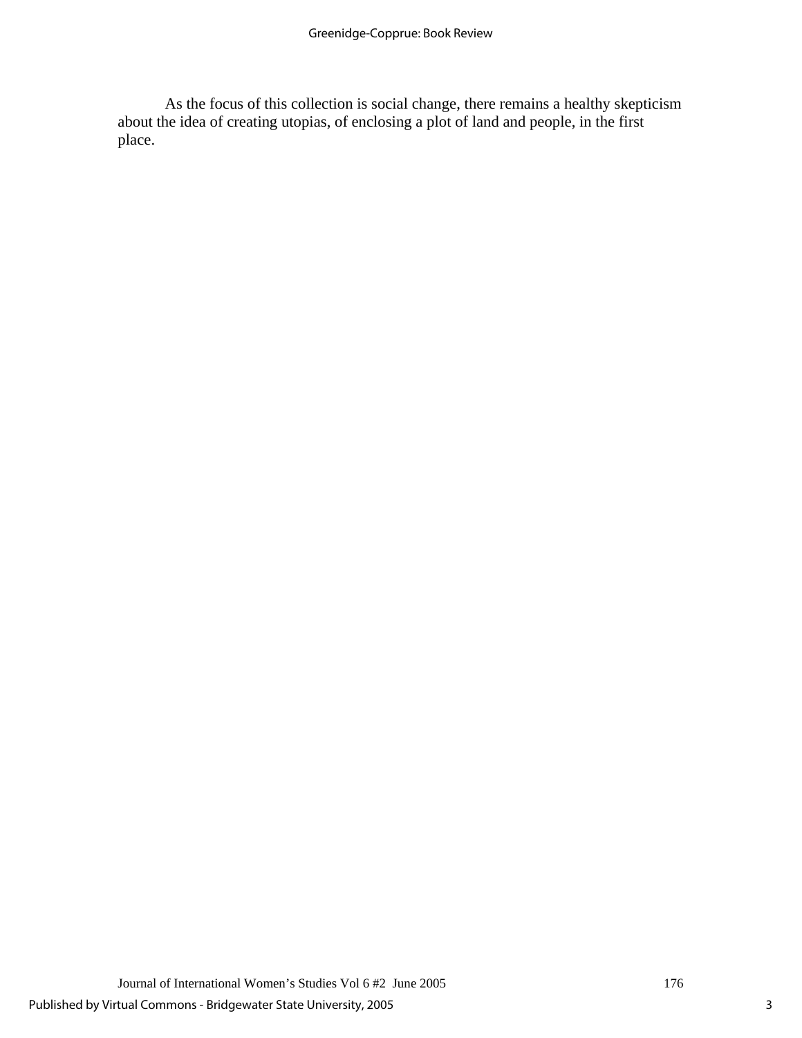As the focus of this collection is social change, there remains a healthy skepticism about the idea of creating utopias, of enclosing a plot of land and people, in the first place.